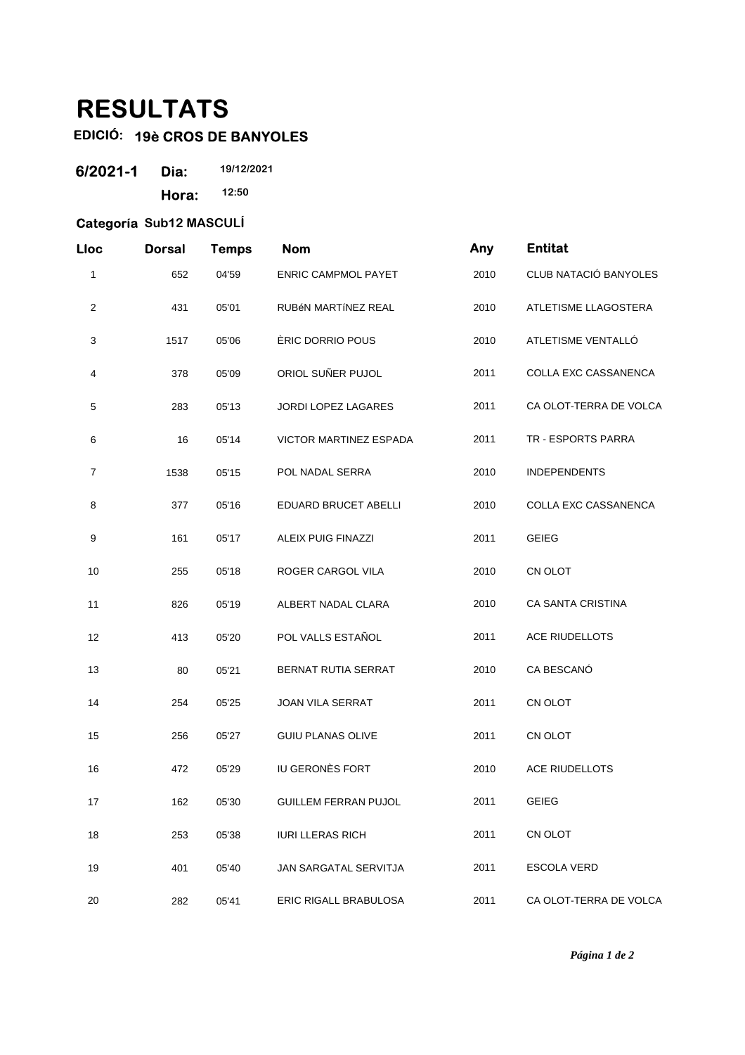# RESULTATS

**EDICIÓ: 19è CROS DE BANYOLES**

**6/2021-1** **Dia:** 19/12/2021

**Hora:** 12:50

**Categoría Sub12 MASCULÍ**

| Lloc | Dorsal | Temps | Nom | Any | Entitat |
|---|---|---|---|---|---|
| 1 | 652 | 04'59 | ENRIC CAMPMOL PAYET | 2010 | CLUB NATACIÓ BANYOLES |
| 2 | 431 | 05'01 | RUBéN MARTíNEZ REAL | 2010 | ATLETISME LLAGOSTERA |
| 3 | 1517 | 05'06 | ÈRIC DORRIO POUS | 2010 | ATLETISME VENTALLÓ |
| 4 | 378 | 05'09 | ORIOL SUÑER PUJOL | 2011 | COLLA EXC CASSANENCA |
| 5 | 283 | 05'13 | JORDI LOPEZ LAGARES | 2011 | CA OLOT-TERRA DE VOLCA |
| 6 | 16 | 05'14 | VICTOR MARTINEZ ESPADA | 2011 | TR - ESPORTS PARRA |
| 7 | 1538 | 05'15 | POL NADAL SERRA | 2010 | INDEPENDENTS |
| 8 | 377 | 05'16 | EDUARD BRUCET ABELLI | 2010 | COLLA EXC CASSANENCA |
| 9 | 161 | 05'17 | ALEIX PUIG FINAZZI | 2011 | GEIEG |
| 10 | 255 | 05'18 | ROGER CARGOL VILA | 2010 | CN OLOT |
| 11 | 826 | 05'19 | ALBERT NADAL CLARA | 2010 | CA SANTA CRISTINA |
| 12 | 413 | 05'20 | POL VALLS ESTAÑOL | 2011 | ACE RIUDELLOTS |
| 13 | 80 | 05'21 | BERNAT RUTIA SERRAT | 2010 | CA BESCANÓ |
| 14 | 254 | 05'25 | JOAN VILA SERRAT | 2011 | CN OLOT |
| 15 | 256 | 05'27 | GUIU PLANAS OLIVE | 2011 | CN OLOT |
| 16 | 472 | 05'29 | IU GERONÈS FORT | 2010 | ACE RIUDELLOTS |
| 17 | 162 | 05'30 | GUILLEM FERRAN PUJOL | 2011 | GEIEG |
| 18 | 253 | 05'38 | IURI LLERAS RICH | 2011 | CN OLOT |
| 19 | 401 | 05'40 | JAN SARGATAL SERVITJA | 2011 | ESCOLA VERD |
| 20 | 282 | 05'41 | ERIC RIGALL BRABULOSA | 2011 | CA OLOT-TERRA DE VOLCA |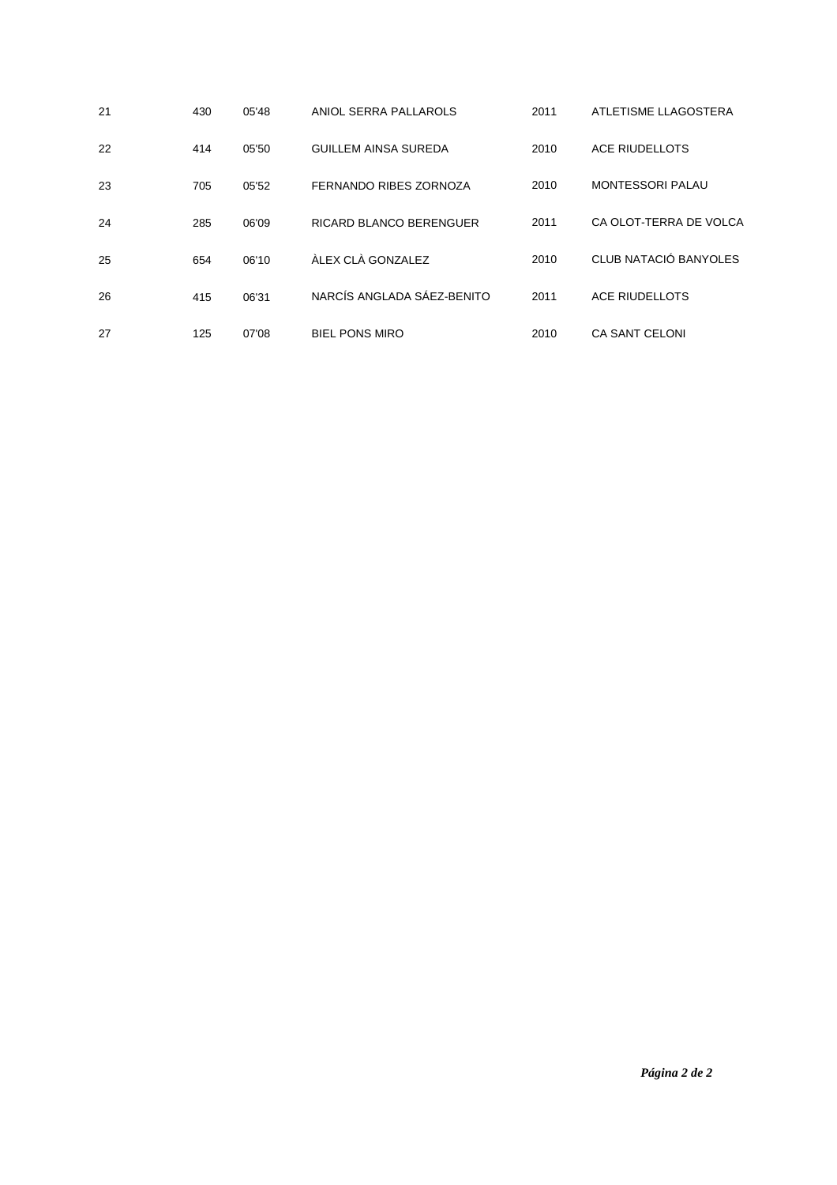| | | | | | |
|---|---|---|---|---|---|
| 21 | 430 | 05'48 | ANIOL SERRA PALLAROLS | 2011 | ATLETISME LLAGOSTERA |
| 22 | 414 | 05'50 | GUILLEM AINSA SUREDA | 2010 | ACE RIUDELLOTS |
| 23 | 705 | 05'52 | FERNANDO RIBES ZORNOZA | 2010 | MONTESSORI PALAU |
| 24 | 285 | 06'09 | RICARD BLANCO BERENGUER | 2011 | CA OLOT-TERRA DE VOLCA |
| 25 | 654 | 06'10 | ÀLEX CLÀ GONZALEZ | 2010 | CLUB NATACIÓ BANYOLES |
| 26 | 415 | 06'31 | NARCÍS ANGLADA SÁEZ-BENITO | 2011 | ACE RIUDELLOTS |
| 27 | 125 | 07'08 | BIEL PONS MIRO | 2010 | CA SANT CELONI |